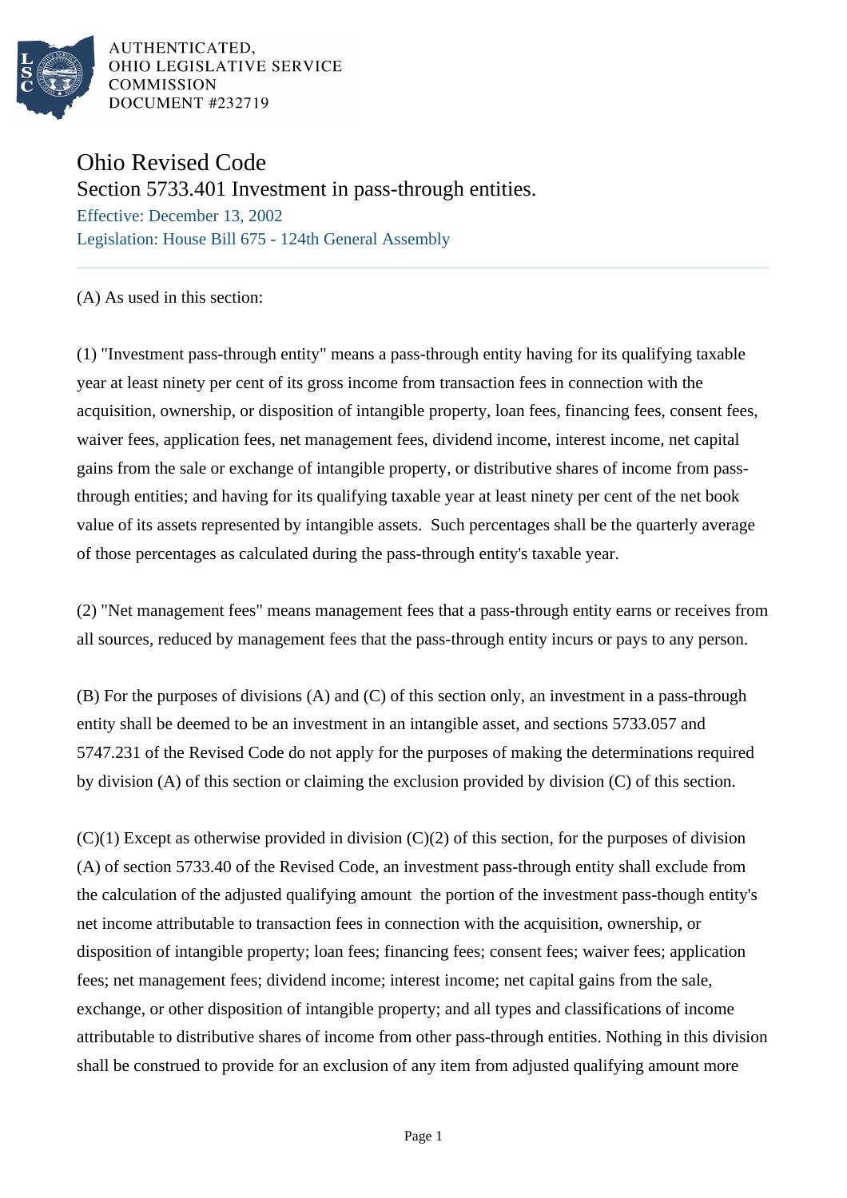AUTHENTICATED,
OHIO LEGISLATIVE SERVICE
COMMISSION
DOCUMENT #232719

# Ohio Revised Code

## Section 5733.401 Investment in pass-through entities.

Effective: December 13, 2002

Legislation: House Bill 675 - 124th General Assembly

(A) As used in this section:

(1) "Investment pass-through entity" means a pass-through entity having for its qualifying taxable year at least ninety per cent of its gross income from transaction fees in connection with the acquisition, ownership, or disposition of intangible property, loan fees, financing fees, consent fees, waiver fees, application fees, net management fees, dividend income, interest income, net capital gains from the sale or exchange of intangible property, or distributive shares of income from pass-through entities; and having for its qualifying taxable year at least ninety per cent of the net book value of its assets represented by intangible assets. Such percentages shall be the quarterly average of those percentages as calculated during the pass-through entity's taxable year.

(2) "Net management fees" means management fees that a pass-through entity earns or receives from all sources, reduced by management fees that the pass-through entity incurs or pays to any person.

(B) For the purposes of divisions (A) and (C) of this section only, an investment in a pass-through entity shall be deemed to be an investment in an intangible asset, and sections 5733.057 and 5747.231 of the Revised Code do not apply for the purposes of making the determinations required by division (A) of this section or claiming the exclusion provided by division (C) of this section.

(C)(1) Except as otherwise provided in division (C)(2) of this section, for the purposes of division (A) of section 5733.40 of the Revised Code, an investment pass-through entity shall exclude from the calculation of the adjusted qualifying amount the portion of the investment pass-though entity's net income attributable to transaction fees in connection with the acquisition, ownership, or disposition of intangible property; loan fees; financing fees; consent fees; waiver fees; application fees; net management fees; dividend income; interest income; net capital gains from the sale, exchange, or other disposition of intangible property; and all types and classifications of income attributable to distributive shares of income from other pass-through entities. Nothing in this division shall be construed to provide for an exclusion of any item from adjusted qualifying amount more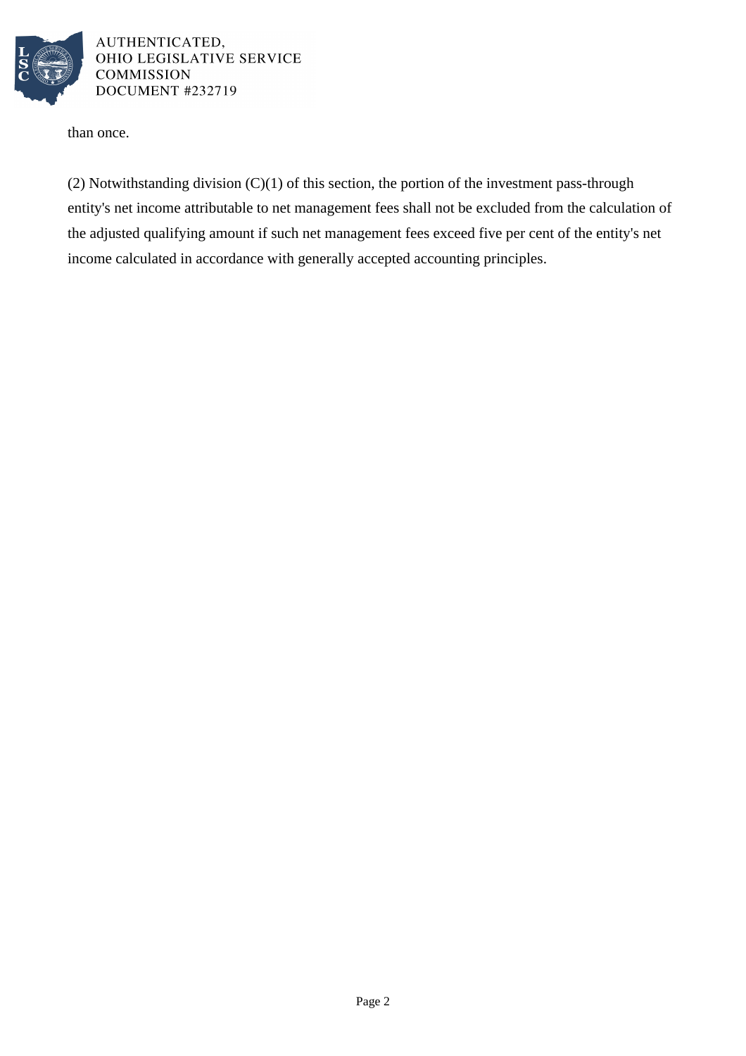than once.

(2) Notwithstanding division (C)(1) of this section, the portion of the investment pass-through entity's net income attributable to net management fees shall not be excluded from the calculation of the adjusted qualifying amount if such net management fees exceed five per cent of the entity's net income calculated in accordance with generally accepted accounting principles.